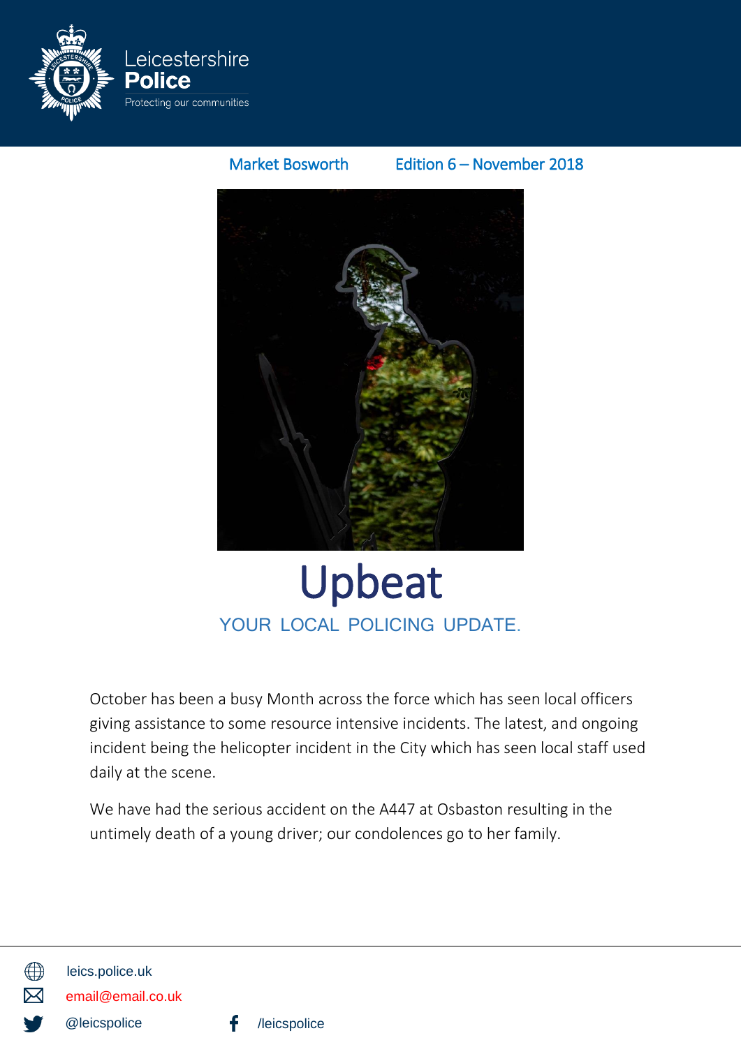Leicestershire **Police**

Protecting our communities

Market Bosworth Edition 6 – November 2018

# Upbeat

## YOUR LOCAL POLICING UPDATE.

October has been a busy Month across the force which has seen local officers giving assistance to some resource intensive incidents. The latest, and ongoing incident being the helicopter incident in the City which has seen local staff used daily at the scene.

We have had the serious accident on the A447 at Osbaston resulting in the untimely death of a young driver; our condolences go to her family.

leics.police.uk

email@email.co.uk

@leicspolice

/leicspolice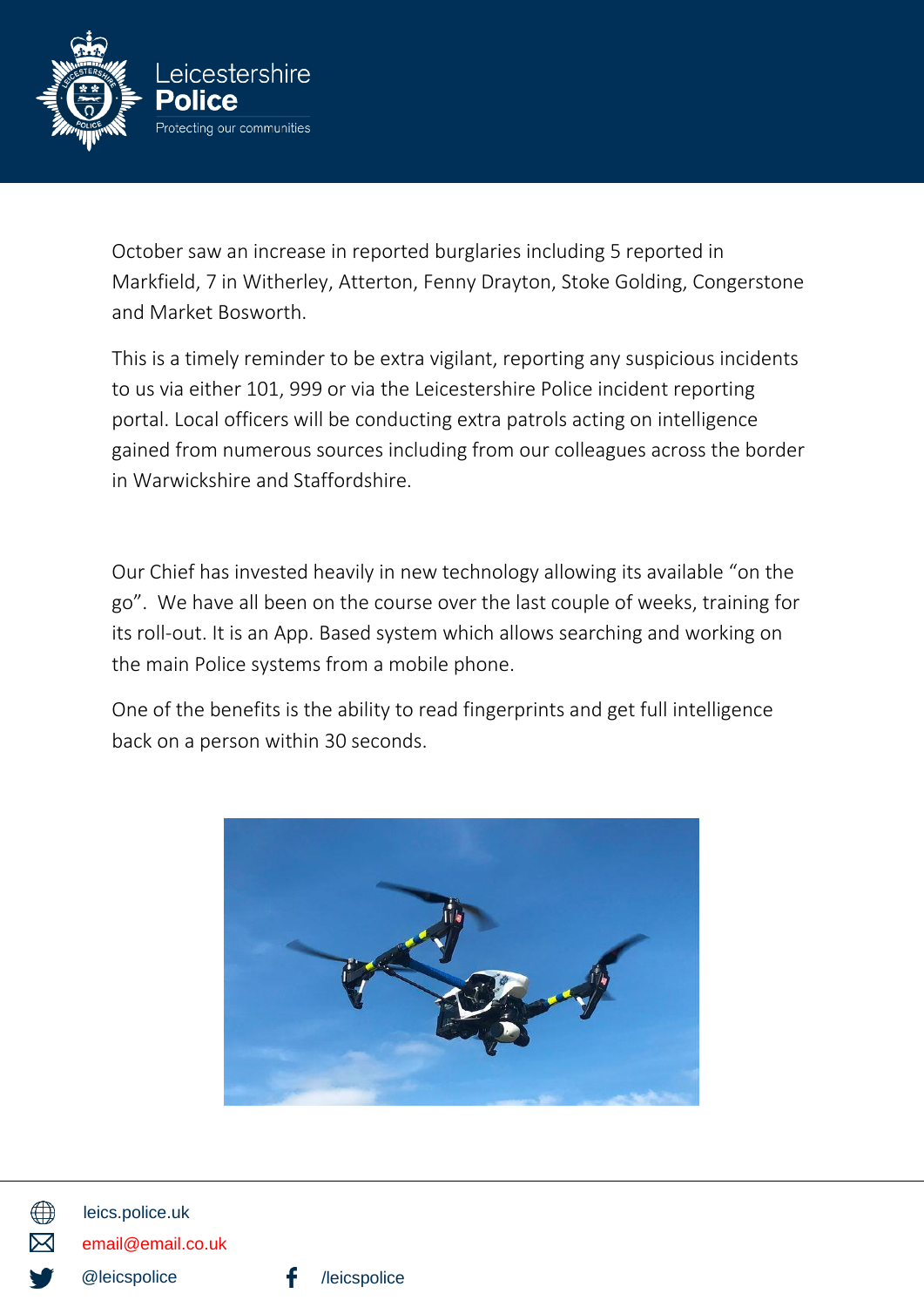October saw an increase in reported burglaries including 5 reported in Markfield, 7 in Witherley, Atterton, Fenny Drayton, Stoke Golding, Congerstone and Market Bosworth.

This is a timely reminder to be extra vigilant, reporting any suspicious incidents to us via either 101, 999 or via the Leicestershire Police incident reporting portal. Local officers will be conducting extra patrols acting on intelligence gained from numerous sources including from our colleagues across the border in Warwickshire and Staffordshire.

Our Chief has invested heavily in new technology allowing its available "on the go". We have all been on the course over the last couple of weeks, training for its roll-out. It is an App. Based system which allows searching and working on the main Police systems from a mobile phone.

One of the benefits is the ability to read fingerprints and get full intelligence back on a person within 30 seconds.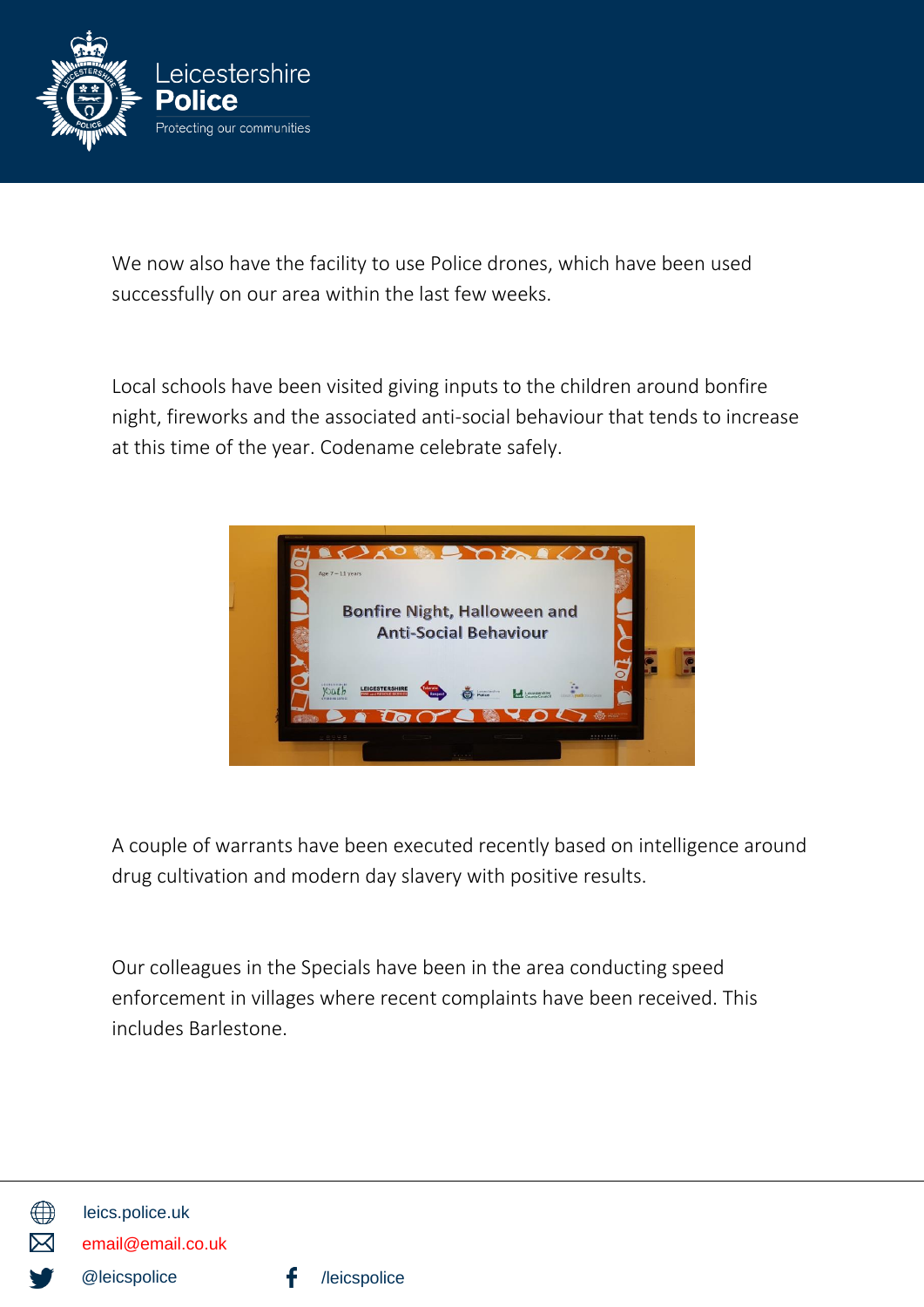We now also have the facility to use Police drones, which have been used successfully on our area within the last few weeks.

Local schools have been visited giving inputs to the children around bonfire night, fireworks and the associated anti-social behaviour that tends to increase at this time of the year. Codename celebrate safely.

A couple of warrants have been executed recently based on intelligence around drug cultivation and modern day slavery with positive results.

Our colleagues in the Specials have been in the area conducting speed enforcement in villages where recent complaints have been received. This includes Barlestone.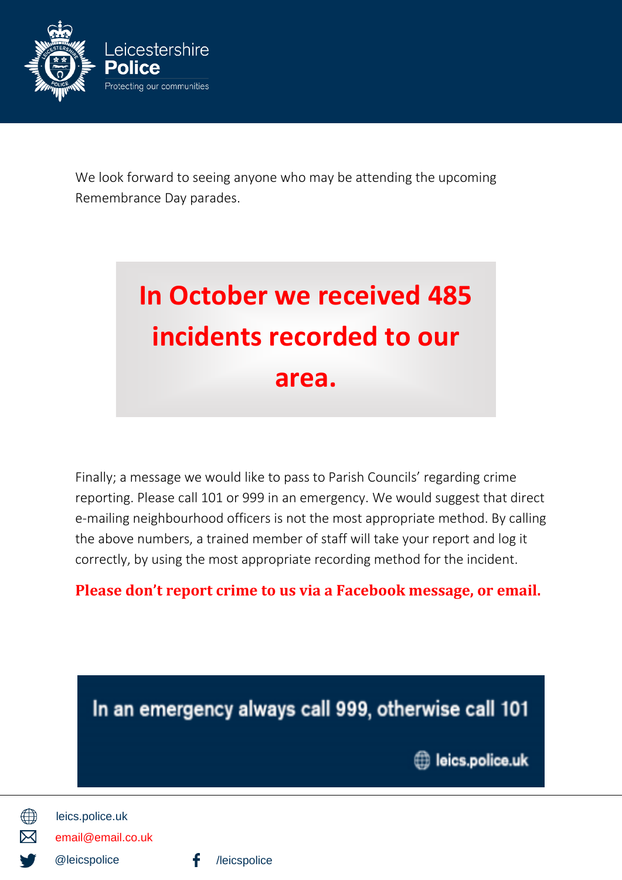We look forward to seeing anyone who may be attending the upcoming Remembrance Day parades.

**In October we received 485 incidents recorded to our area.**

Finally; a message we would like to pass to Parish Councils' regarding crime reporting. Please call 101 or 999 in an emergency. We would suggest that direct e-mailing neighbourhood officers is not the most appropriate method. By calling the above numbers, a trained member of staff will take your report and log it correctly, by using the most appropriate recording method for the incident.

**Please don't report crime to us via a Facebook message, or email.**

In an emergency always call 999, otherwise call 101

leics.police.uk

leics.police.uk

email@email.co.uk

@leicspolice

/leicspolice